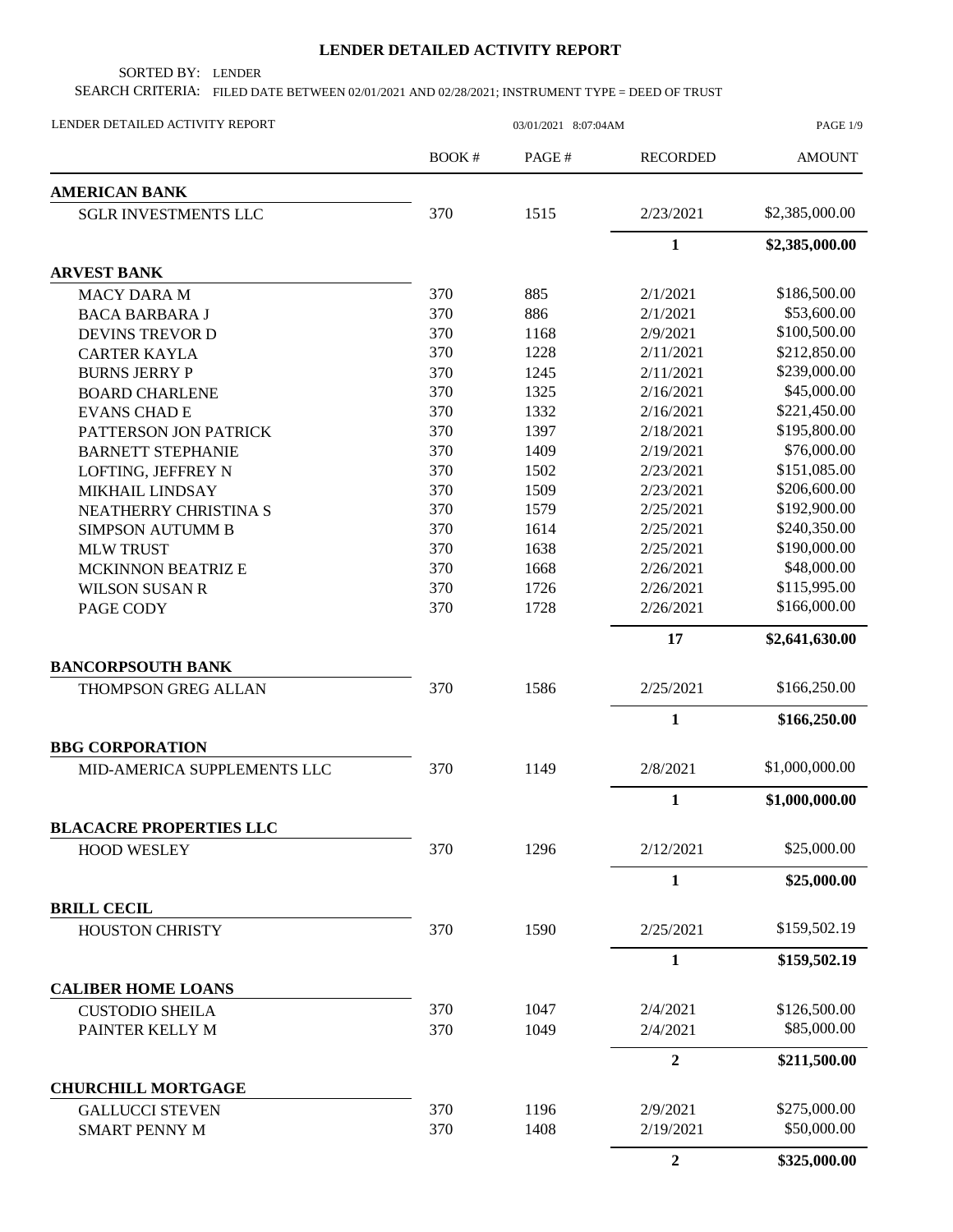# LENDER DETAILED ACTIVITY REPORT

SORTED BY: LENDER

SEARCH CRITERIA: FILED DATE BETWEEN 02/01/2021 AND 02/28/2021; INSTRUMENT TYPE = DEED OF TRUST

LENDER DETAILED ACTIVITY REPORT 03/01/2021 8:07:04AM

| | BOOK # | PAGE # | RECORDED | AMOUNT |
|---|---|---|---|---|
| **AMERICAN BANK** | | | | |
| SGLR INVESTMENTS LLC | 370 | 1515 | 2/23/2021 | $2,385,000.00 |
| | | | **1** | **$2,385,000.00** |
| **ARVEST BANK** | | | | |
| MACY DARA M | 370 | 885 | 2/1/2021 | $186,500.00 |
| BACA BARBARA J | 370 | 886 | 2/1/2021 | $53,600.00 |
| DEVINS TREVOR D | 370 | 1168 | 2/9/2021 | $100,500.00 |
| CARTER KAYLA | 370 | 1228 | 2/11/2021 | $212,850.00 |
| BURNS JERRY P | 370 | 1245 | 2/11/2021 | $239,000.00 |
| BOARD CHARLENE | 370 | 1325 | 2/16/2021 | $45,000.00 |
| EVANS CHAD E | 370 | 1332 | 2/16/2021 | $221,450.00 |
| PATTERSON JON PATRICK | 370 | 1397 | 2/18/2021 | $195,800.00 |
| BARNETT STEPHANIE | 370 | 1409 | 2/19/2021 | $76,000.00 |
| LOFTING, JEFFREY N | 370 | 1502 | 2/23/2021 | $151,085.00 |
| MIKHAIL LINDSAY | 370 | 1509 | 2/23/2021 | $206,600.00 |
| NEATHERRY CHRISTINA S | 370 | 1579 | 2/25/2021 | $192,900.00 |
| SIMPSON AUTUMM B | 370 | 1614 | 2/25/2021 | $240,350.00 |
| MLW TRUST | 370 | 1638 | 2/25/2021 | $190,000.00 |
| MCKINNON BEATRIZ E | 370 | 1668 | 2/26/2021 | $48,000.00 |
| WILSON SUSAN R | 370 | 1726 | 2/26/2021 | $115,995.00 |
| PAGE CODY | 370 | 1728 | 2/26/2021 | $166,000.00 |
| | | | **17** | **$2,641,630.00** |
| **BANCORPSOUTH BANK** | | | | |
| THOMPSON GREG ALLAN | 370 | 1586 | 2/25/2021 | $166,250.00 |
| | | | **1** | **$166,250.00** |
| **BBG CORPORATION** | | | | |
| MID-AMERICA SUPPLEMENTS LLC | 370 | 1149 | 2/8/2021 | $1,000,000.00 |
| | | | **1** | **$1,000,000.00** |
| **BLACACRE PROPERTIES LLC** | | | | |
| HOOD WESLEY | 370 | 1296 | 2/12/2021 | $25,000.00 |
| | | | **1** | **$25,000.00** |
| **BRILL CECIL** | | | | |
| HOUSTON CHRISTY | 370 | 1590 | 2/25/2021 | $159,502.19 |
| | | | **1** | **$159,502.19** |
| **CALIBER HOME LOANS** | | | | |
| CUSTODIO SHEILA | 370 | 1047 | 2/4/2021 | $126,500.00 |
| PAINTER KELLY M | 370 | 1049 | 2/4/2021 | $85,000.00 |
| | | | **2** | **$211,500.00** |
| **CHURCHILL MORTGAGE** | | | | |
| GALLUCCI STEVEN | 370 | 1196 | 2/9/2021 | $275,000.00 |
| SMART PENNY M | 370 | 1408 | 2/19/2021 | $50,000.00 |
| | | | **2** | **$325,000.00** |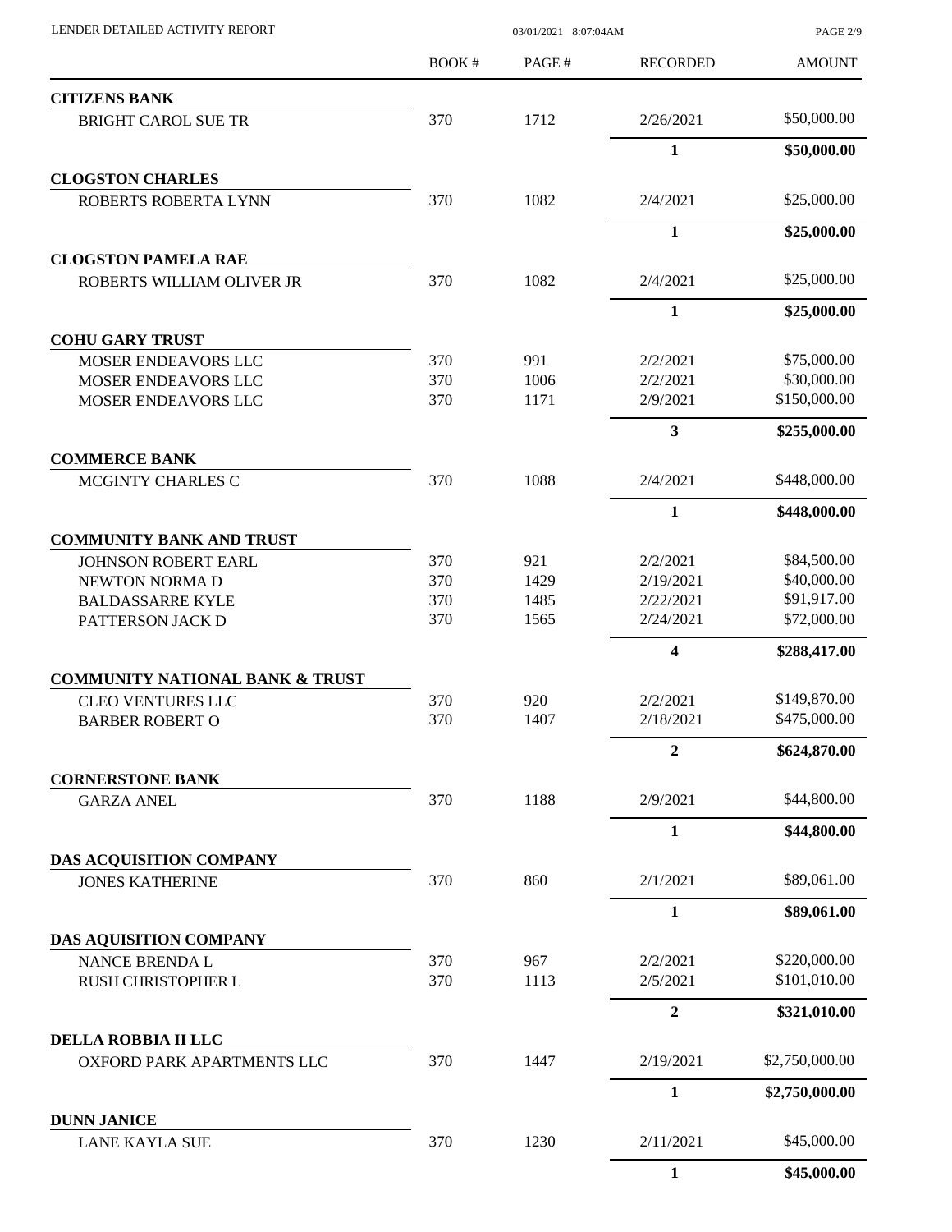| | BOOK # | PAGE # | RECORDED | AMOUNT |
|---|---|---|---|---|
| **CITIZENS BANK** | | | | |
| BRIGHT CAROL SUE TR | 370 | 1712 | 2/26/2021 | $50,000.00 |
| | | | **1** | **$50,000.00** |
| **CLOGSTON CHARLES** | | | | |
| ROBERTS ROBERTA LYNN | 370 | 1082 | 2/4/2021 | $25,000.00 |
| | | | **1** | **$25,000.00** |
| **CLOGSTON PAMELA RAE** | | | | |
| ROBERTS WILLIAM OLIVER JR | 370 | 1082 | 2/4/2021 | $25,000.00 |
| | | | **1** | **$25,000.00** |
| **COHU GARY TRUST** | | | | |
| MOSER ENDEAVORS LLC | 370 | 991 | 2/2/2021 | $75,000.00 |
| MOSER ENDEAVORS LLC | 370 | 1006 | 2/2/2021 | $30,000.00 |
| MOSER ENDEAVORS LLC | 370 | 1171 | 2/9/2021 | $150,000.00 |
| | | | **3** | **$255,000.00** |
| **COMMERCE BANK** | | | | |
| MCGINTY CHARLES C | 370 | 1088 | 2/4/2021 | $448,000.00 |
| | | | **1** | **$448,000.00** |
| **COMMUNITY BANK AND TRUST** | | | | |
| JOHNSON ROBERT EARL | 370 | 921 | 2/2/2021 | $84,500.00 |
| NEWTON NORMA D | 370 | 1429 | 2/19/2021 | $40,000.00 |
| BALDASSARRE KYLE | 370 | 1485 | 2/22/2021 | $91,917.00 |
| PATTERSON JACK D | 370 | 1565 | 2/24/2021 | $72,000.00 |
| | | | **4** | **$288,417.00** |
| **COMMUNITY NATIONAL BANK & TRUST** | | | | |
| CLEO VENTURES LLC | 370 | 920 | 2/2/2021 | $149,870.00 |
| BARBER ROBERT O | 370 | 1407 | 2/18/2021 | $475,000.00 |
| | | | **2** | **$624,870.00** |
| **CORNERSTONE BANK** | | | | |
| GARZA ANEL | 370 | 1188 | 2/9/2021 | $44,800.00 |
| | | | **1** | **$44,800.00** |
| **DAS ACQUISITION COMPANY** | | | | |
| JONES KATHERINE | 370 | 860 | 2/1/2021 | $89,061.00 |
| | | | **1** | **$89,061.00** |
| **DAS AQUISITION COMPANY** | | | | |
| NANCE BRENDA L | 370 | 967 | 2/2/2021 | $220,000.00 |
| RUSH CHRISTOPHER L | 370 | 1113 | 2/5/2021 | $101,010.00 |
| | | | **2** | **$321,010.00** |
| **DELLA ROBBIA II LLC** | | | | |
| OXFORD PARK APARTMENTS LLC | 370 | 1447 | 2/19/2021 | $2,750,000.00 |
| | | | **1** | **$2,750,000.00** |
| **DUNN JANICE** | | | | |
| LANE KAYLA SUE | 370 | 1230 | 2/11/2021 | $45,000.00 |
| | | | **1** | **$45,000.00** |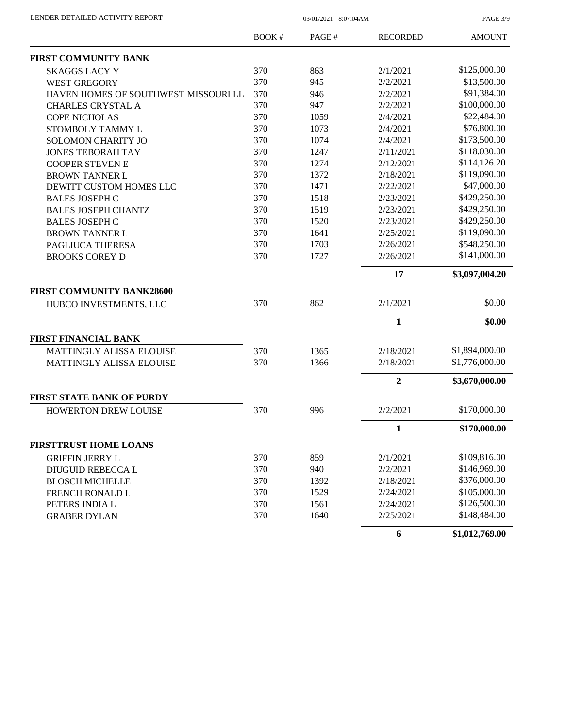# LENDER DETAILED ACTIVITY REPORT

| | BOOK # | PAGE # | RECORDED | AMOUNT |
|---|---|---|---|---|
| **FIRST COMMUNITY BANK** | | | | |
| SKAGGS LACY Y | 370 | 863 | 2/1/2021 | $125,000.00 |
| WEST GREGORY | 370 | 945 | 2/2/2021 | $13,500.00 |
| HAVEN HOMES OF SOUTHWEST MISSOURI LL | 370 | 946 | 2/2/2021 | $91,384.00 |
| CHARLES CRYSTAL A | 370 | 947 | 2/2/2021 | $100,000.00 |
| COPE NICHOLAS | 370 | 1059 | 2/4/2021 | $22,484.00 |
| STOMBOLY TAMMY L | 370 | 1073 | 2/4/2021 | $76,800.00 |
| SOLOMON CHARITY JO | 370 | 1074 | 2/4/2021 | $173,500.00 |
| JONES TEBORAH TAY | 370 | 1247 | 2/11/2021 | $118,030.00 |
| COOPER STEVEN E | 370 | 1274 | 2/12/2021 | $114,126.20 |
| BROWN TANNER L | 370 | 1372 | 2/18/2021 | $119,090.00 |
| DEWITT CUSTOM HOMES LLC | 370 | 1471 | 2/22/2021 | $47,000.00 |
| BALES JOSEPH C | 370 | 1518 | 2/23/2021 | $429,250.00 |
| BALES JOSEPH CHANTZ | 370 | 1519 | 2/23/2021 | $429,250.00 |
| BALES JOSEPH C | 370 | 1520 | 2/23/2021 | $429,250.00 |
| BROWN TANNER L | 370 | 1641 | 2/25/2021 | $119,090.00 |
| PAGLIUCA THERESA | 370 | 1703 | 2/26/2021 | $548,250.00 |
| BROOKS COREY D | 370 | 1727 | 2/26/2021 | $141,000.00 |
| | | | **17** | **$3,097,004.20** |
| **FIRST COMMUNITY BANK28600** | | | | |
| HUBCO INVESTMENTS, LLC | 370 | 862 | 2/1/2021 | $0.00 |
| | | | **1** | **$0.00** |
| **FIRST FINANCIAL BANK** | | | | |
| MATTINGLY ALISSA ELOUISE | 370 | 1365 | 2/18/2021 | $1,894,000.00 |
| MATTINGLY ALISSA ELOUISE | 370 | 1366 | 2/18/2021 | $1,776,000.00 |
| | | | **2** | **$3,670,000.00** |
| **FIRST STATE BANK OF PURDY** | | | | |
| HOWERTON DREW LOUISE | 370 | 996 | 2/2/2021 | $170,000.00 |
| | | | **1** | **$170,000.00** |
| **FIRSTTRUST HOME LOANS** | | | | |
| GRIFFIN JERRY L | 370 | 859 | 2/1/2021 | $109,816.00 |
| DIUGUID REBECCA L | 370 | 940 | 2/2/2021 | $146,969.00 |
| BLOSCH MICHELLE | 370 | 1392 | 2/18/2021 | $376,000.00 |
| FRENCH RONALD L | 370 | 1529 | 2/24/2021 | $105,000.00 |
| PETERS INDIA L | 370 | 1561 | 2/24/2021 | $126,500.00 |
| GRABER DYLAN | 370 | 1640 | 2/25/2021 | $148,484.00 |
| | | | **6** | **$1,012,769.00** |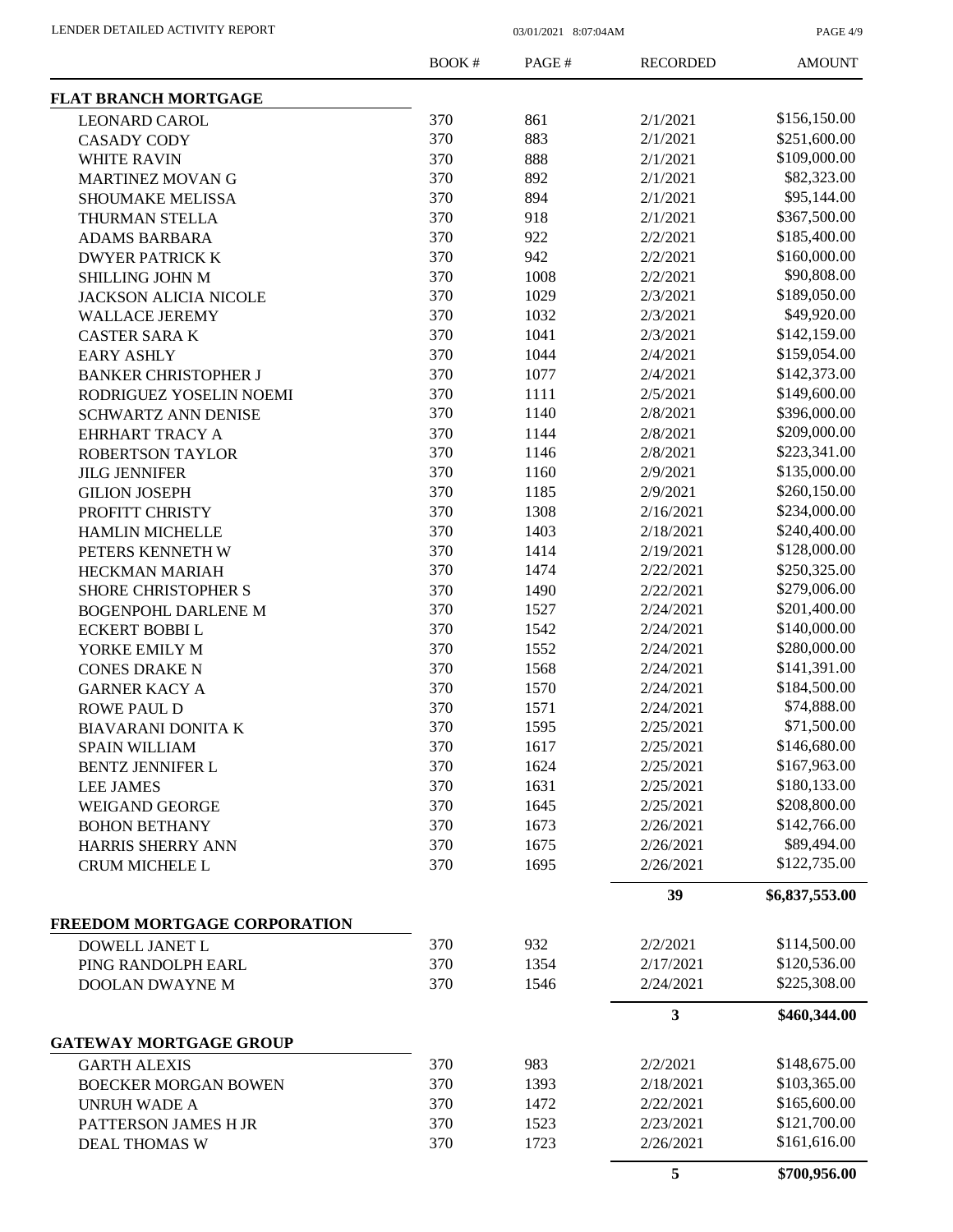| | BOOK # | PAGE # | RECORDED | AMOUNT |
|---|---|---|---|---|
| **FLAT BRANCH MORTGAGE** | | | | |
| LEONARD CAROL | 370 | 861 | 2/1/2021 | $156,150.00 |
| CASADY CODY | 370 | 883 | 2/1/2021 | $251,600.00 |
| WHITE RAVIN | 370 | 888 | 2/1/2021 | $109,000.00 |
| MARTINEZ MOVAN G | 370 | 892 | 2/1/2021 | $82,323.00 |
| SHOUMAKE MELISSA | 370 | 894 | 2/1/2021 | $95,144.00 |
| THURMAN STELLA | 370 | 918 | 2/1/2021 | $367,500.00 |
| ADAMS BARBARA | 370 | 922 | 2/2/2021 | $185,400.00 |
| DWYER PATRICK K | 370 | 942 | 2/2/2021 | $160,000.00 |
| SHILLING JOHN M | 370 | 1008 | 2/2/2021 | $90,808.00 |
| JACKSON ALICIA NICOLE | 370 | 1029 | 2/3/2021 | $189,050.00 |
| WALLACE JEREMY | 370 | 1032 | 2/3/2021 | $49,920.00 |
| CASTER SARA K | 370 | 1041 | 2/3/2021 | $142,159.00 |
| EARY ASHLY | 370 | 1044 | 2/4/2021 | $159,054.00 |
| BANKER CHRISTOPHER J | 370 | 1077 | 2/4/2021 | $142,373.00 |
| RODRIGUEZ YOSELIN NOEMI | 370 | 1111 | 2/5/2021 | $149,600.00 |
| SCHWARTZ ANN DENISE | 370 | 1140 | 2/8/2021 | $396,000.00 |
| EHRHART TRACY A | 370 | 1144 | 2/8/2021 | $209,000.00 |
| ROBERTSON TAYLOR | 370 | 1146 | 2/8/2021 | $223,341.00 |
| JILG JENNIFER | 370 | 1160 | 2/9/2021 | $135,000.00 |
| GILION JOSEPH | 370 | 1185 | 2/9/2021 | $260,150.00 |
| PROFITT CHRISTY | 370 | 1308 | 2/16/2021 | $234,000.00 |
| HAMLIN MICHELLE | 370 | 1403 | 2/18/2021 | $240,400.00 |
| PETERS KENNETH W | 370 | 1414 | 2/19/2021 | $128,000.00 |
| HECKMAN MARIAH | 370 | 1474 | 2/22/2021 | $250,325.00 |
| SHORE CHRISTOPHER S | 370 | 1490 | 2/22/2021 | $279,006.00 |
| BOGENPOHL DARLENE M | 370 | 1527 | 2/24/2021 | $201,400.00 |
| ECKERT BOBBI L | 370 | 1542 | 2/24/2021 | $140,000.00 |
| YORKE EMILY M | 370 | 1552 | 2/24/2021 | $280,000.00 |
| CONES DRAKE N | 370 | 1568 | 2/24/2021 | $141,391.00 |
| GARNER KACY A | 370 | 1570 | 2/24/2021 | $184,500.00 |
| ROWE PAUL D | 370 | 1571 | 2/24/2021 | $74,888.00 |
| BIAVARANI DONITA K | 370 | 1595 | 2/25/2021 | $71,500.00 |
| SPAIN WILLIAM | 370 | 1617 | 2/25/2021 | $146,680.00 |
| BENTZ JENNIFER L | 370 | 1624 | 2/25/2021 | $167,963.00 |
| LEE JAMES | 370 | 1631 | 2/25/2021 | $180,133.00 |
| WEIGAND GEORGE | 370 | 1645 | 2/25/2021 | $208,800.00 |
| BOHON BETHANY | 370 | 1673 | 2/26/2021 | $142,766.00 |
| HARRIS SHERRY ANN | 370 | 1675 | 2/26/2021 | $89,494.00 |
| CRUM MICHELE L | 370 | 1695 | 2/26/2021 | $122,735.00 |
| | | | **39** | **$6,837,553.00** |
| **FREEDOM MORTGAGE CORPORATION** | | | | |
| DOWELL JANET L | 370 | 932 | 2/2/2021 | $114,500.00 |
| PING RANDOLPH EARL | 370 | 1354 | 2/17/2021 | $120,536.00 |
| DOOLAN DWAYNE M | 370 | 1546 | 2/24/2021 | $225,308.00 |
| | | | **3** | **$460,344.00** |
| **GATEWAY MORTGAGE GROUP** | | | | |
| GARTH ALEXIS | 370 | 983 | 2/2/2021 | $148,675.00 |
| BOECKER MORGAN BOWEN | 370 | 1393 | 2/18/2021 | $103,365.00 |
| UNRUH WADE A | 370 | 1472 | 2/22/2021 | $165,600.00 |
| PATTERSON JAMES H JR | 370 | 1523 | 2/23/2021 | $121,700.00 |
| DEAL THOMAS W | 370 | 1723 | 2/26/2021 | $161,616.00 |
| | | | **5** | **$700,956.00** |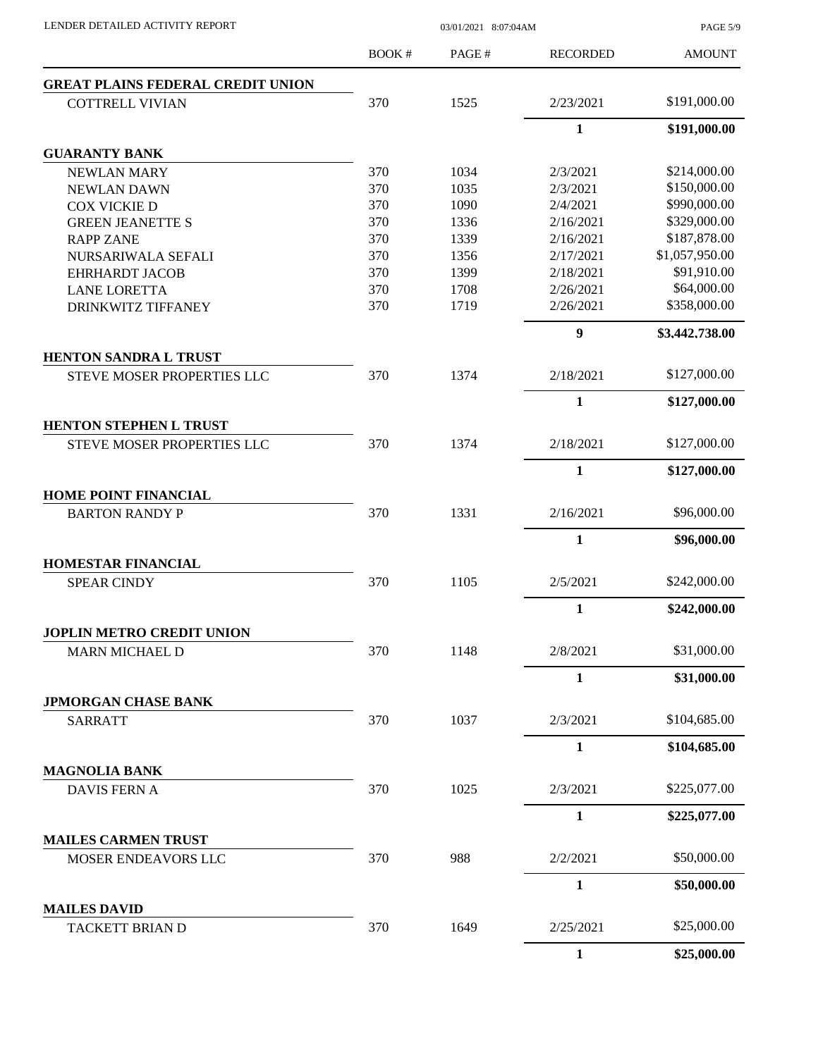| | BOOK # | PAGE # | RECORDED | AMOUNT |
|---|---|---|---|---|
| **GREAT PLAINS FEDERAL CREDIT UNION** | | | | |
| COTTRELL VIVIAN | 370 | 1525 | 2/23/2021 | $191,000.00 |
| | | | **1** | **$191,000.00** |
| **GUARANTY BANK** | | | | |
| NEWLAN MARY | 370 | 1034 | 2/3/2021 | $214,000.00 |
| NEWLAN DAWN | 370 | 1035 | 2/3/2021 | $150,000.00 |
| COX VICKIE D | 370 | 1090 | 2/4/2021 | $990,000.00 |
| GREEN JEANETTE S | 370 | 1336 | 2/16/2021 | $329,000.00 |
| RAPP ZANE | 370 | 1339 | 2/16/2021 | $187,878.00 |
| NURSARIWALA SEFALI | 370 | 1356 | 2/17/2021 | $1,057,950.00 |
| EHRHARDT JACOB | 370 | 1399 | 2/18/2021 | $91,910.00 |
| LANE LORETTA | 370 | 1708 | 2/26/2021 | $64,000.00 |
| DRINKWITZ TIFFANEY | 370 | 1719 | 2/26/2021 | $358,000.00 |
| | | | **9** | **$3,442,738.00** |
| **HENTON SANDRA L TRUST** | | | | |
| STEVE MOSER PROPERTIES LLC | 370 | 1374 | 2/18/2021 | $127,000.00 |
| | | | **1** | **$127,000.00** |
| **HENTON STEPHEN L TRUST** | | | | |
| STEVE MOSER PROPERTIES LLC | 370 | 1374 | 2/18/2021 | $127,000.00 |
| | | | **1** | **$127,000.00** |
| **HOME POINT FINANCIAL** | | | | |
| BARTON RANDY P | 370 | 1331 | 2/16/2021 | $96,000.00 |
| | | | **1** | **$96,000.00** |
| **HOMESTAR FINANCIAL** | | | | |
| SPEAR CINDY | 370 | 1105 | 2/5/2021 | $242,000.00 |
| | | | **1** | **$242,000.00** |
| **JOPLIN METRO CREDIT UNION** | | | | |
| MARN MICHAEL D | 370 | 1148 | 2/8/2021 | $31,000.00 |
| | | | **1** | **$31,000.00** |
| **JPMORGAN CHASE BANK** | | | | |
| SARRATT | 370 | 1037 | 2/3/2021 | $104,685.00 |
| | | | **1** | **$104,685.00** |
| **MAGNOLIA BANK** | | | | |
| DAVIS FERN A | 370 | 1025 | 2/3/2021 | $225,077.00 |
| | | | **1** | **$225,077.00** |
| **MAILES CARMEN TRUST** | | | | |
| MOSER ENDEAVORS LLC | 370 | 988 | 2/2/2021 | $50,000.00 |
| | | | **1** | **$50,000.00** |
| **MAILES DAVID** | | | | |
| TACKETT BRIAN D | 370 | 1649 | 2/25/2021 | $25,000.00 |
| | | | **1** | **$25,000.00** |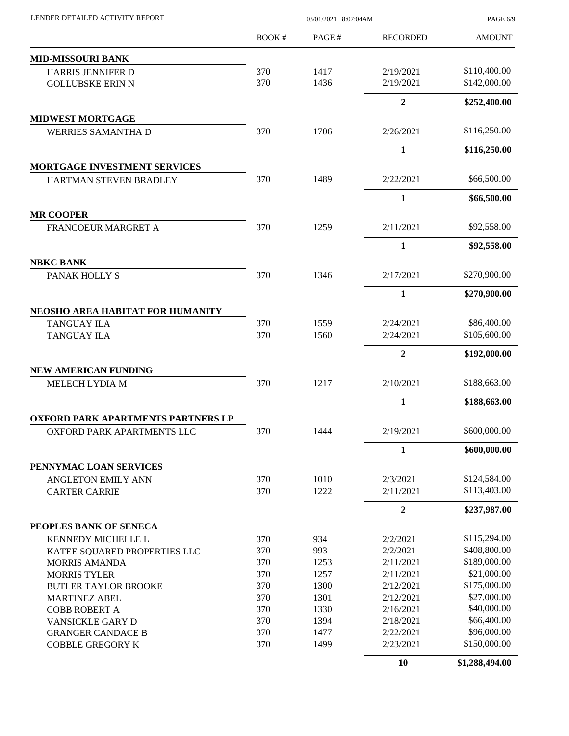LENDER DETAILED ACTIVITY REPORT

| | BOOK # | PAGE # | RECORDED | AMOUNT |
|---|---|---|---|---|
| **MID-MISSOURI BANK** | | | | |
| HARRIS JENNIFER D | 370 | 1417 | 2/19/2021 | \$110,400.00 |
| GOLLUBSKE ERIN N | 370 | 1436 | 2/19/2021 | \$142,000.00 |
| | | | **2** | **\$252,400.00** |
| **MIDWEST MORTGAGE** | | | | |
| WERRIES SAMANTHA D | 370 | 1706 | 2/26/2021 | \$116,250.00 |
| | | | **1** | **\$116,250.00** |
| **MORTGAGE INVESTMENT SERVICES** | | | | |
| HARTMAN STEVEN BRADLEY | 370 | 1489 | 2/22/2021 | \$66,500.00 |
| | | | **1** | **\$66,500.00** |
| **MR COOPER** | | | | |
| FRANCOEUR MARGRET A | 370 | 1259 | 2/11/2021 | \$92,558.00 |
| | | | **1** | **\$92,558.00** |
| **NBKC BANK** | | | | |
| PANAK HOLLY S | 370 | 1346 | 2/17/2021 | \$270,900.00 |
| | | | **1** | **\$270,900.00** |
| **NEOSHO AREA HABITAT FOR HUMANITY** | | | | |
| TANGUAY ILA | 370 | 1559 | 2/24/2021 | \$86,400.00 |
| TANGUAY ILA | 370 | 1560 | 2/24/2021 | \$105,600.00 |
| | | | **2** | **\$192,000.00** |
| **NEW AMERICAN FUNDING** | | | | |
| MELECH LYDIA M | 370 | 1217 | 2/10/2021 | \$188,663.00 |
| | | | **1** | **\$188,663.00** |
| **OXFORD PARK APARTMENTS PARTNERS LP** | | | | |
| OXFORD PARK APARTMENTS LLC | 370 | 1444 | 2/19/2021 | \$600,000.00 |
| | | | **1** | **\$600,000.00** |
| **PENNYMAC LOAN SERVICES** | | | | |
| ANGLETON EMILY ANN | 370 | 1010 | 2/3/2021 | \$124,584.00 |
| CARTER CARRIE | 370 | 1222 | 2/11/2021 | \$113,403.00 |
| | | | **2** | **\$237,987.00** |
| **PEOPLES BANK OF SENECA** | | | | |
| KENNEDY MICHELLE L | 370 | 934 | 2/2/2021 | \$115,294.00 |
| KATEE SQUARED PROPERTIES LLC | 370 | 993 | 2/2/2021 | \$408,800.00 |
| MORRIS AMANDA | 370 | 1253 | 2/11/2021 | \$189,000.00 |
| MORRIS TYLER | 370 | 1257 | 2/11/2021 | \$21,000.00 |
| BUTLER TAYLOR BROOKE | 370 | 1300 | 2/12/2021 | \$175,000.00 |
| MARTINEZ ABEL | 370 | 1301 | 2/12/2021 | \$27,000.00 |
| COBB ROBERT A | 370 | 1330 | 2/16/2021 | \$40,000.00 |
| VANSICKLE GARY D | 370 | 1394 | 2/18/2021 | \$66,400.00 |
| GRANGER CANDACE B | 370 | 1477 | 2/22/2021 | \$96,000.00 |
| COBBLE GREGORY K | 370 | 1499 | 2/23/2021 | \$150,000.00 |
| | | | **10** | **\$1,288,494.00** |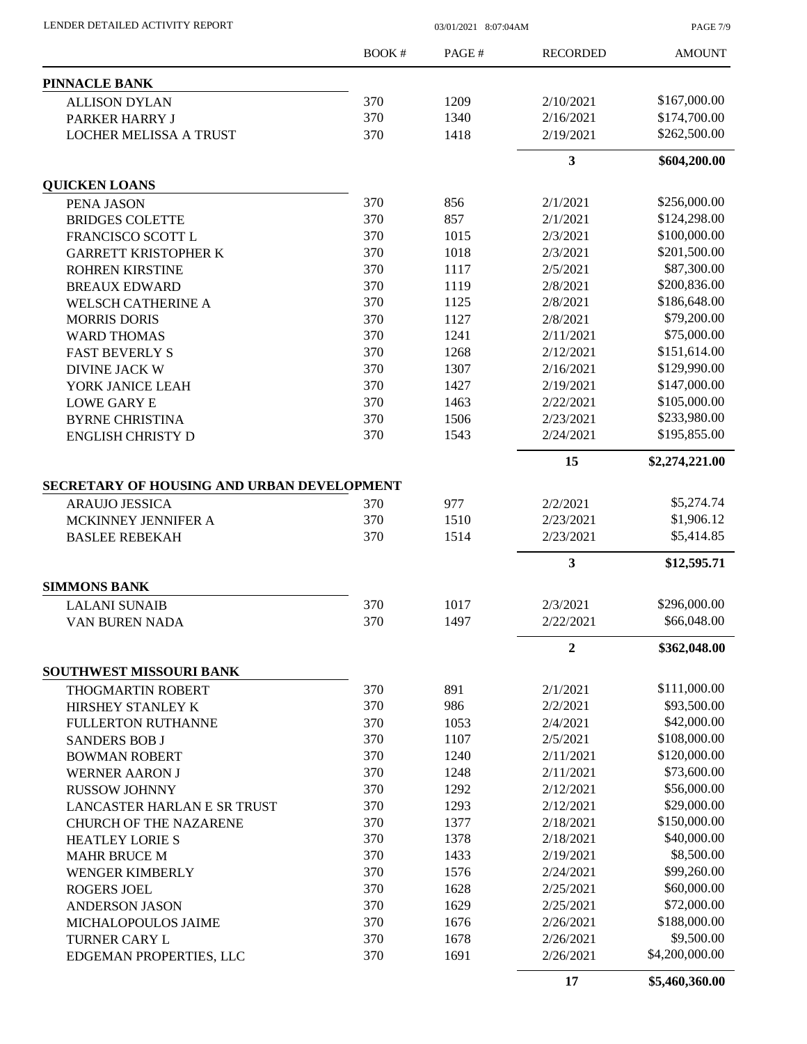| | BOOK # | PAGE # | RECORDED | AMOUNT |
|---|---|---|---|---|
| **PINNACLE BANK** | | | | |
| ALLISON DYLAN | 370 | 1209 | 2/10/2021 | \$167,000.00 |
| PARKER HARRY J | 370 | 1340 | 2/16/2021 | \$174,700.00 |
| LOCHER MELISSA A TRUST | 370 | 1418 | 2/19/2021 | \$262,500.00 |
| | | | **3** | **\$604,200.00** |
| **QUICKEN LOANS** | | | | |
| PENA JASON | 370 | 856 | 2/1/2021 | \$256,000.00 |
| BRIDGES COLETTE | 370 | 857 | 2/1/2021 | \$124,298.00 |
| FRANCISCO SCOTT L | 370 | 1015 | 2/3/2021 | \$100,000.00 |
| GARRETT KRISTOPHER K | 370 | 1018 | 2/3/2021 | \$201,500.00 |
| ROHREN KIRSTINE | 370 | 1117 | 2/5/2021 | \$87,300.00 |
| BREAUX EDWARD | 370 | 1119 | 2/8/2021 | \$200,836.00 |
| WELSCH CATHERINE A | 370 | 1125 | 2/8/2021 | \$186,648.00 |
| MORRIS DORIS | 370 | 1127 | 2/8/2021 | \$79,200.00 |
| WARD THOMAS | 370 | 1241 | 2/11/2021 | \$75,000.00 |
| FAST BEVERLY S | 370 | 1268 | 2/12/2021 | \$151,614.00 |
| DIVINE JACK W | 370 | 1307 | 2/16/2021 | \$129,990.00 |
| YORK JANICE LEAH | 370 | 1427 | 2/19/2021 | \$147,000.00 |
| LOWE GARY E | 370 | 1463 | 2/22/2021 | \$105,000.00 |
| BYRNE CHRISTINA | 370 | 1506 | 2/23/2021 | \$233,980.00 |
| ENGLISH CHRISTY D | 370 | 1543 | 2/24/2021 | \$195,855.00 |
| | | | **15** | **\$2,274,221.00** |
| **SECRETARY OF HOUSING AND URBAN DEVELOPMENT** | | | | |
| ARAUJO JESSICA | 370 | 977 | 2/2/2021 | \$5,274.74 |
| MCKINNEY JENNIFER A | 370 | 1510 | 2/23/2021 | \$1,906.12 |
| BASLEE REBEKAH | 370 | 1514 | 2/23/2021 | \$5,414.85 |
| | | | **3** | **\$12,595.71** |
| **SIMMONS BANK** | | | | |
| LALANI SUNAIB | 370 | 1017 | 2/3/2021 | \$296,000.00 |
| VAN BUREN NADA | 370 | 1497 | 2/22/2021 | \$66,048.00 |
| | | | **2** | **\$362,048.00** |
| **SOUTHWEST MISSOURI BANK** | | | | |
| THOGMARTIN ROBERT | 370 | 891 | 2/1/2021 | \$111,000.00 |
| HIRSHEY STANLEY K | 370 | 986 | 2/2/2021 | \$93,500.00 |
| FULLERTON RUTHANNE | 370 | 1053 | 2/4/2021 | \$42,000.00 |
| SANDERS BOB J | 370 | 1107 | 2/5/2021 | \$108,000.00 |
| BOWMAN ROBERT | 370 | 1240 | 2/11/2021 | \$120,000.00 |
| WERNER AARON J | 370 | 1248 | 2/11/2021 | \$73,600.00 |
| RUSSOW JOHNNY | 370 | 1292 | 2/12/2021 | \$56,000.00 |
| LANCASTER HARLAN E SR TRUST | 370 | 1293 | 2/12/2021 | \$29,000.00 |
| CHURCH OF THE NAZARENE | 370 | 1377 | 2/18/2021 | \$150,000.00 |
| HEATLEY LORIE S | 370 | 1378 | 2/18/2021 | \$40,000.00 |
| MAHR BRUCE M | 370 | 1433 | 2/19/2021 | \$8,500.00 |
| WENGER KIMBERLY | 370 | 1576 | 2/24/2021 | \$99,260.00 |
| ROGERS JOEL | 370 | 1628 | 2/25/2021 | \$60,000.00 |
| ANDERSON JASON | 370 | 1629 | 2/25/2021 | \$72,000.00 |
| MICHALOPOULOS JAIME | 370 | 1676 | 2/26/2021 | \$188,000.00 |
| TURNER CARY L | 370 | 1678 | 2/26/2021 | \$9,500.00 |
| EDGEMAN PROPERTIES, LLC | 370 | 1691 | 2/26/2021 | \$4,200,000.00 |
| | | | **17** | **\$5,460,360.00** |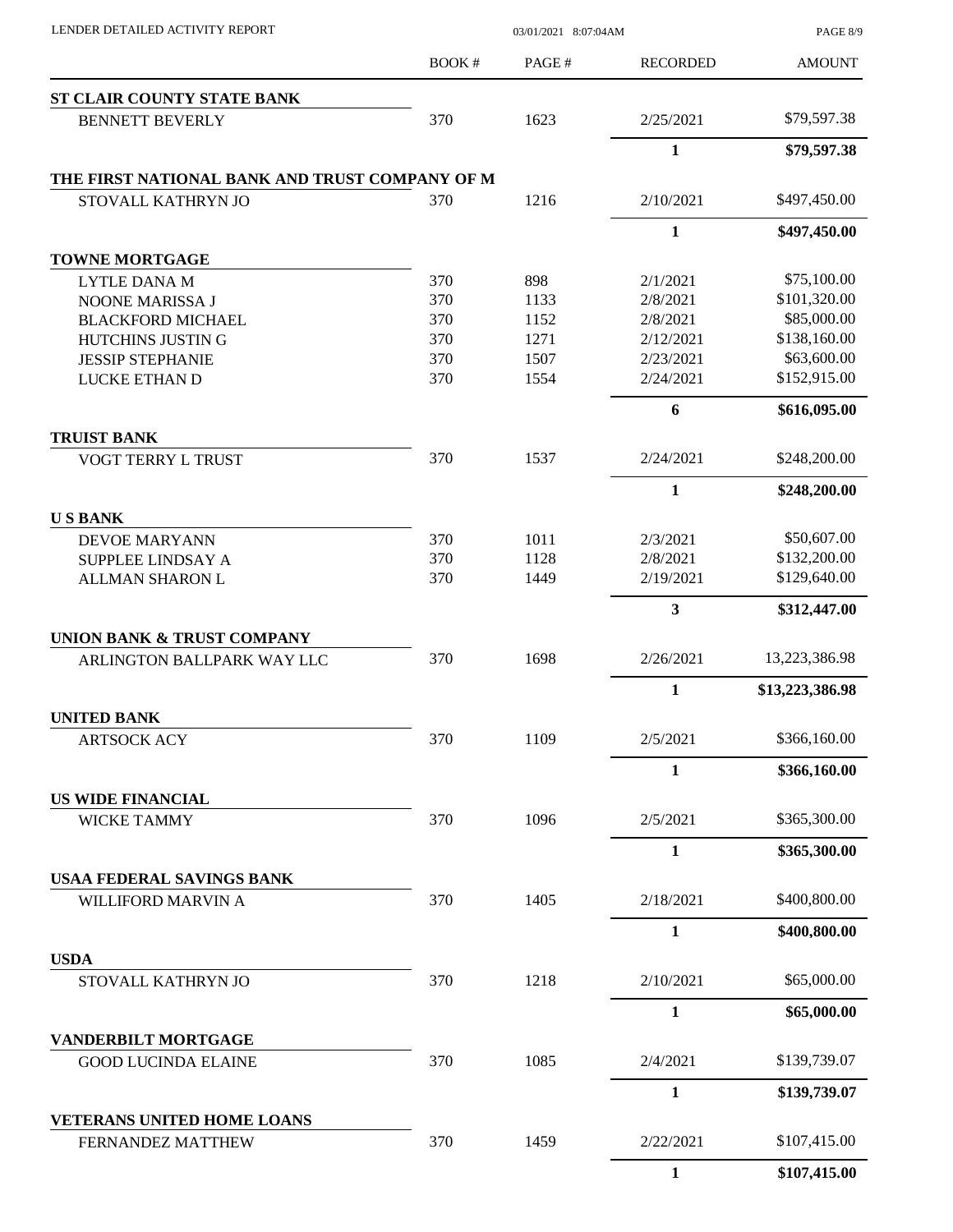| | BOOK # | PAGE # | RECORDED | AMOUNT |
|---|---|---|---|---|
| **ST CLAIR COUNTY STATE BANK** | | | | |
| BENNETT BEVERLY | 370 | 1623 | 2/25/2021 | $79,597.38 |
| | | | **1** | **$79,597.38** |
| **THE FIRST NATIONAL BANK AND TRUST COMPANY OF M** | | | | |
| STOVALL KATHRYN JO | 370 | 1216 | 2/10/2021 | $497,450.00 |
| | | | **1** | **$497,450.00** |
| **TOWNE MORTGAGE** | | | | |
| LYTLE DANA M | 370 | 898 | 2/1/2021 | $75,100.00 |
| NOONE MARISSA J | 370 | 1133 | 2/8/2021 | $101,320.00 |
| BLACKFORD MICHAEL | 370 | 1152 | 2/8/2021 | $85,000.00 |
| HUTCHINS JUSTIN G | 370 | 1271 | 2/12/2021 | $138,160.00 |
| JESSIP STEPHANIE | 370 | 1507 | 2/23/2021 | $63,600.00 |
| LUCKE ETHAN D | 370 | 1554 | 2/24/2021 | $152,915.00 |
| | | | **6** | **$616,095.00** |
| **TRUIST BANK** | | | | |
| VOGT TERRY L TRUST | 370 | 1537 | 2/24/2021 | $248,200.00 |
| | | | **1** | **$248,200.00** |
| **U S BANK** | | | | |
| DEVOE MARYANN | 370 | 1011 | 2/3/2021 | $50,607.00 |
| SUPPLEE LINDSAY A | 370 | 1128 | 2/8/2021 | $132,200.00 |
| ALLMAN SHARON L | 370 | 1449 | 2/19/2021 | $129,640.00 |
| | | | **3** | **$312,447.00** |
| **UNION BANK & TRUST COMPANY** | | | | |
| ARLINGTON BALLPARK WAY LLC | 370 | 1698 | 2/26/2021 | 13,223,386.98 |
| | | | **1** | **$13,223,386.98** |
| **UNITED BANK** | | | | |
| ARTSOCK ACY | 370 | 1109 | 2/5/2021 | $366,160.00 |
| | | | **1** | **$366,160.00** |
| **US WIDE FINANCIAL** | | | | |
| WICKE TAMMY | 370 | 1096 | 2/5/2021 | $365,300.00 |
| | | | **1** | **$365,300.00** |
| **USAA FEDERAL SAVINGS BANK** | | | | |
| WILLIFORD MARVIN A | 370 | 1405 | 2/18/2021 | $400,800.00 |
| | | | **1** | **$400,800.00** |
| **USDA** | | | | |
| STOVALL KATHRYN JO | 370 | 1218 | 2/10/2021 | $65,000.00 |
| | | | **1** | **$65,000.00** |
| **VANDERBILT MORTGAGE** | | | | |
| GOOD LUCINDA ELAINE | 370 | 1085 | 2/4/2021 | $139,739.07 |
| | | | **1** | **$139,739.07** |
| **VETERANS UNITED HOME LOANS** | | | | |
| FERNANDEZ MATTHEW | 370 | 1459 | 2/22/2021 | $107,415.00 |
| | | | **1** | **$107,415.00** |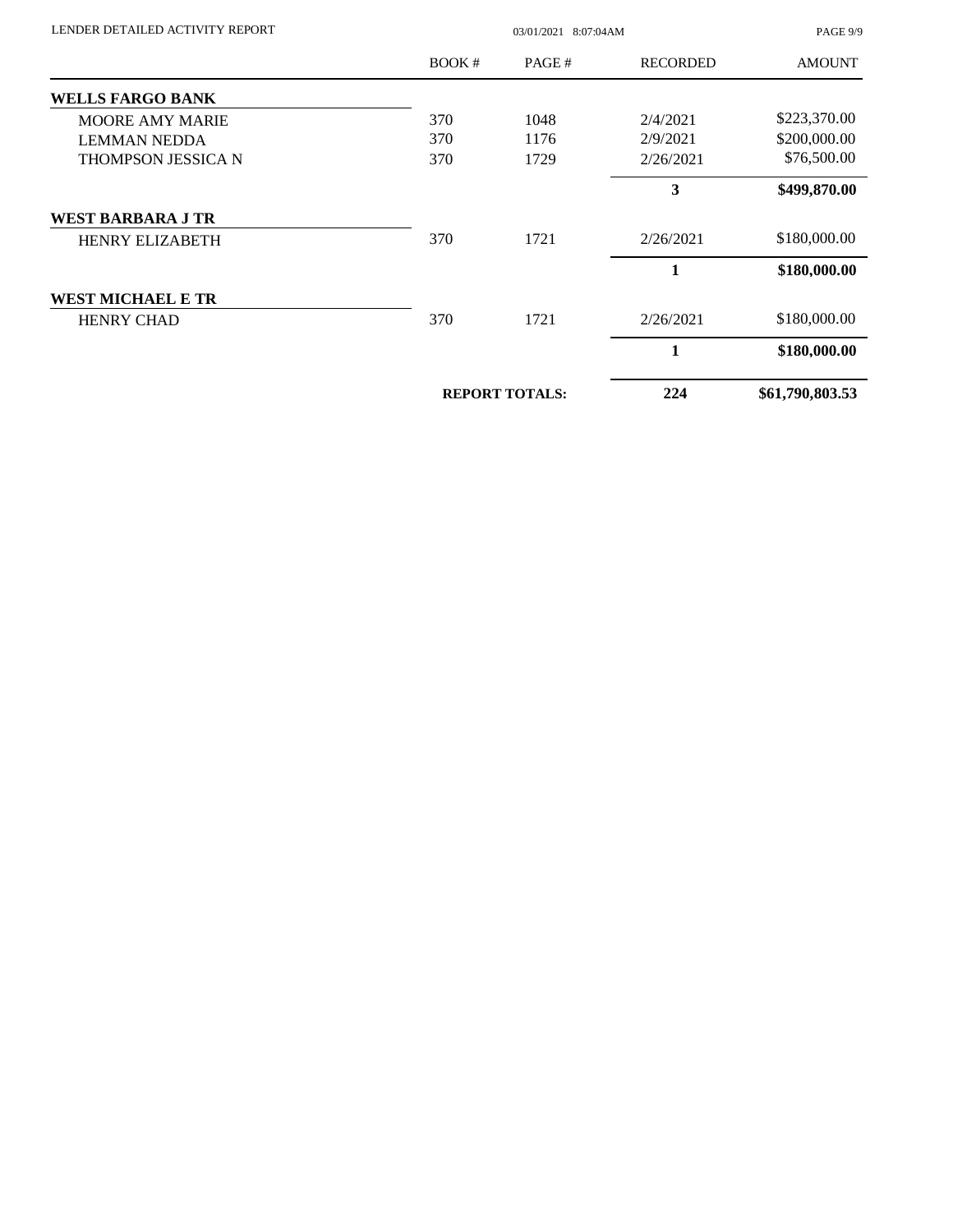| | BOOK # | PAGE # | RECORDED | AMOUNT |
|---|---|---|---|---|
| **WELLS FARGO BANK** | | | | |
| MOORE AMY MARIE | 370 | 1048 | 2/4/2021 | $223,370.00 |
| LEMMAN NEDDA | 370 | 1176 | 2/9/2021 | $200,000.00 |
| THOMPSON JESSICA N | 370 | 1729 | 2/26/2021 | $76,500.00 |
| | | | **3** | **$499,870.00** |
| **WEST BARBARA J TR** | | | | |
| HENRY ELIZABETH | 370 | 1721 | 2/26/2021 | $180,000.00 |
| | | | **1** | **$180,000.00** |
| **WEST MICHAEL E TR** | | | | |
| HENRY CHAD | 370 | 1721 | 2/26/2021 | $180,000.00 |
| | | | **1** | **$180,000.00** |
| | **REPORT TOTALS:** | | **224** | **$61,790,803.53** |